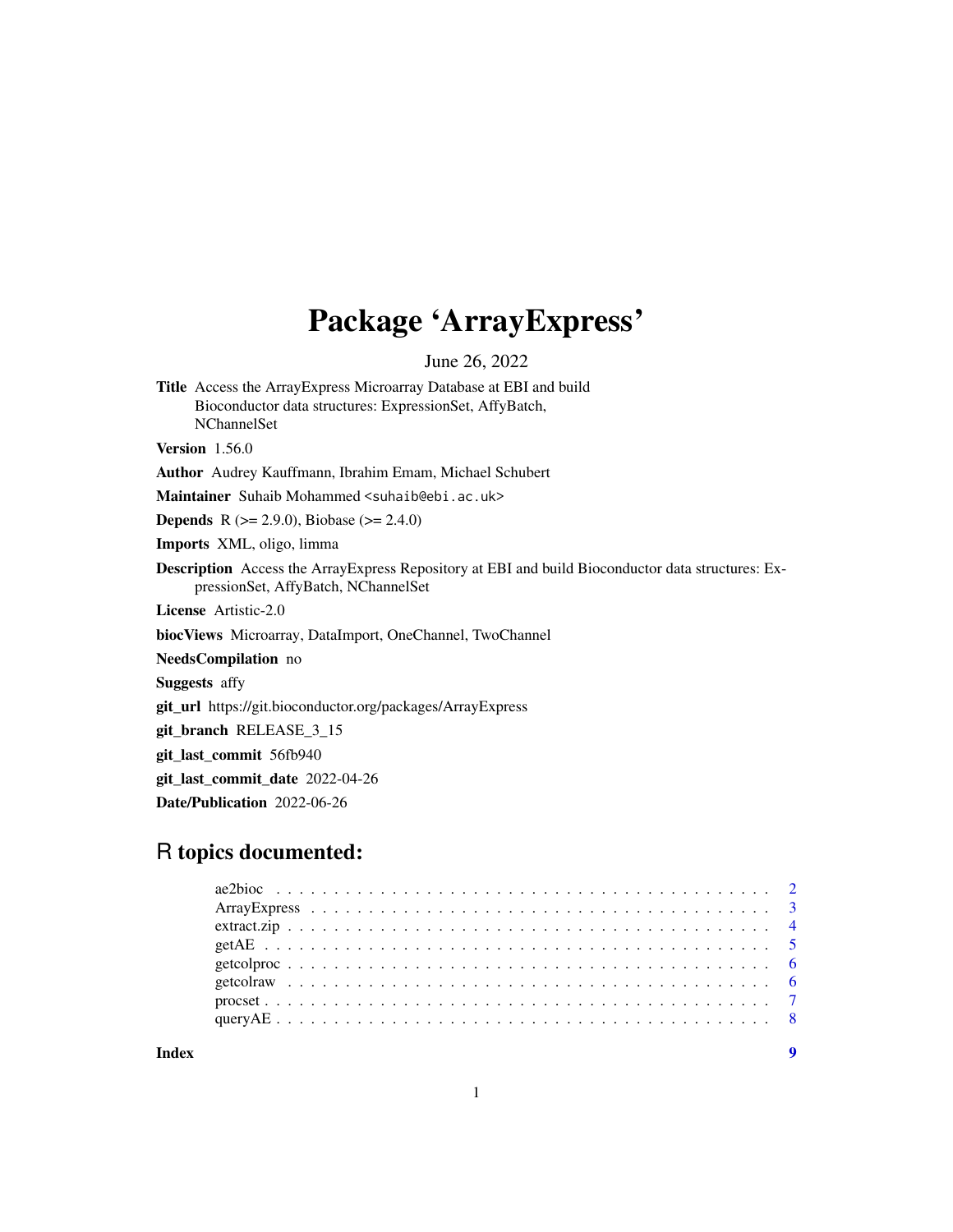# Package 'ArrayExpress'

June 26, 2022

**Title** Access the ArrayExpress Microarray Database at EBI and build Bioconductor data structures: ExpressionSet, AffyBatch, NChannelSet

**Version** 1.56.0

**Author** Audrey Kauffmann, Ibrahim Emam, Michael Schubert

**Maintainer** Suhaib Mohammed <suhaib@ebi.ac.uk>

**Depends** R (>= 2.9.0), Biobase (>= 2.4.0)

**Imports** XML, oligo, limma

**Description** Access the ArrayExpress Repository at EBI and build Bioconductor data structures: ExpressionSet, AffyBatch, NChannelSet

**License** Artistic-2.0

**biocViews** Microarray, DataImport, OneChannel, TwoChannel

**NeedsCompilation** no

**Suggests** affy

**git_url** https://git.bioconductor.org/packages/ArrayExpress

**git_branch** RELEASE_3_15

**git_last_commit** 56fb940

**git_last_commit_date** 2022-04-26

**Date/Publication** 2022-06-26

## R topics documented:

| | |
|---|---|
| ae2bioc | 2 |
| ArrayExpress | 3 |
| extract.zip | 4 |
| getAE | 5 |
| getcolproc | 6 |
| getcolraw | 6 |
| procset | 7 |
| queryAE | 8 |
| **Index** | **9** |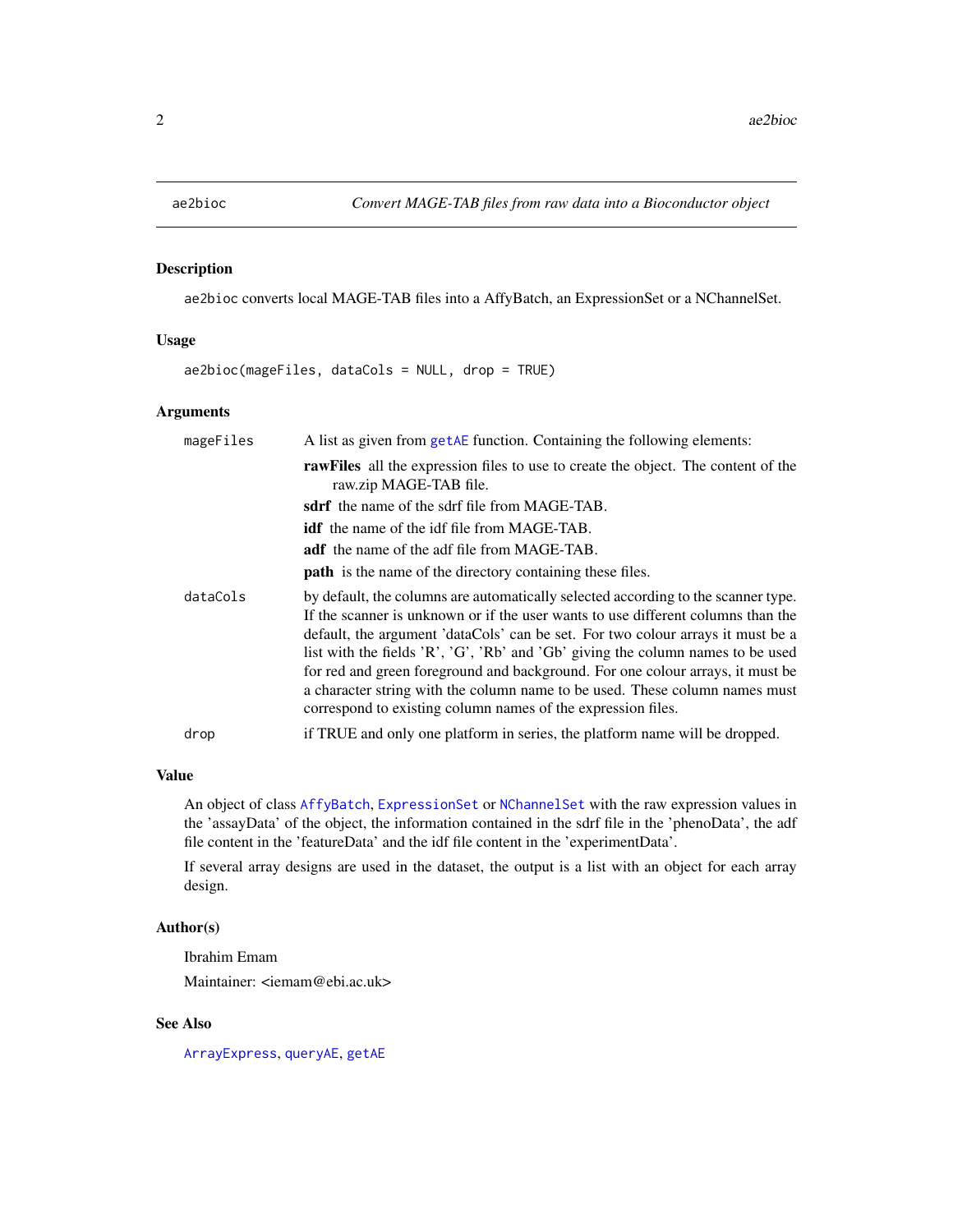## ae2bioc — Convert MAGE-TAB files from raw data into a Bioconductor object

### Description

ae2bioc converts local MAGE-TAB files into a AffyBatch, an ExpressionSet or a NChannelSet.

### Usage

```
ae2bioc(mageFiles, dataCols = NULL, drop = TRUE)
```

### Arguments

| | |
|---|---|
| mageFiles | A list as given from getAE function. Containing the following elements:<br>**rawFiles** all the expression files to use to create the object. The content of the raw.zip MAGE-TAB file.<br>**sdrf** the name of the sdrf file from MAGE-TAB.<br>**idf** the name of the idf file from MAGE-TAB.<br>**adf** the name of the adf file from MAGE-TAB.<br>**path** is the name of the directory containing these files. |
| dataCols | by default, the columns are automatically selected according to the scanner type. If the scanner is unknown or if the user wants to use different columns than the default, the argument 'dataCols' can be set. For two colour arrays it must be a list with the fields 'R', 'G', 'Rb' and 'Gb' giving the column names to be used for red and green foreground and background. For one colour arrays, it must be a character string with the column name to be used. These column names must correspond to existing column names of the expression files. |
| drop | if TRUE and only one platform in series, the platform name will be dropped. |

### Value

An object of class AffyBatch, ExpressionSet or NChannelSet with the raw expression values in the 'assayData' of the object, the information contained in the sdrf file in the 'phenoData', the adf file content in the 'featureData' and the idf file content in the 'experimentData'.

If several array designs are used in the dataset, the output is a list with an object for each array design.

### Author(s)

Ibrahim Emam

Maintainer: <iemam@ebi.ac.uk>

### See Also

ArrayExpress, queryAE, getAE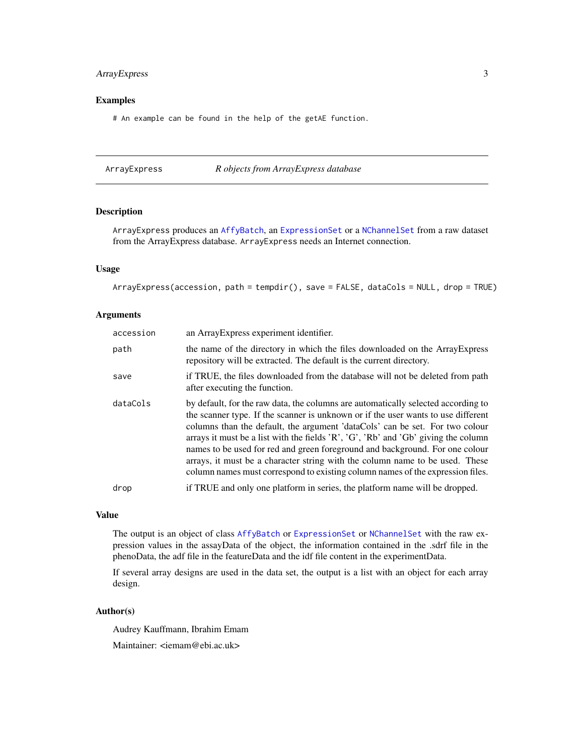## Examples

```
# An example can be found in the help of the getAE function.
```

---

ArrayExpress *R objects from ArrayExpress database*

---

## Description

ArrayExpress produces an AffyBatch, an ExpressionSet or a NChannelSet from a raw dataset from the ArrayExpress database. ArrayExpress needs an Internet connection.

## Usage

```
ArrayExpress(accession, path = tempdir(), save = FALSE, dataCols = NULL, drop = TRUE)
```

## Arguments

| | |
|---|---|
| accession | an ArrayExpress experiment identifier. |
| path | the name of the directory in which the files downloaded on the ArrayExpress repository will be extracted. The default is the current directory. |
| save | if TRUE, the files downloaded from the database will not be deleted from path after executing the function. |
| dataCols | by default, for the raw data, the columns are automatically selected according to the scanner type. If the scanner is unknown or if the user wants to use different columns than the default, the argument 'dataCols' can be set. For two colour arrays it must be a list with the fields 'R', 'G', 'Rb' and 'Gb' giving the column names to be used for red and green foreground and background. For one colour arrays, it must be a character string with the column name to be used. These column names must correspond to existing column names of the expression files. |
| drop | if TRUE and only one platform in series, the platform name will be dropped. |

## Value

The output is an object of class AffyBatch or ExpressionSet or NChannelSet with the raw expression values in the assayData of the object, the information contained in the .sdrf file in the phenoData, the adf file in the featureData and the idf file content in the experimentData.

If several array designs are used in the data set, the output is a list with an object for each array design.

## Author(s)

Audrey Kauffmann, Ibrahim Emam

Maintainer: <iemam@ebi.ac.uk>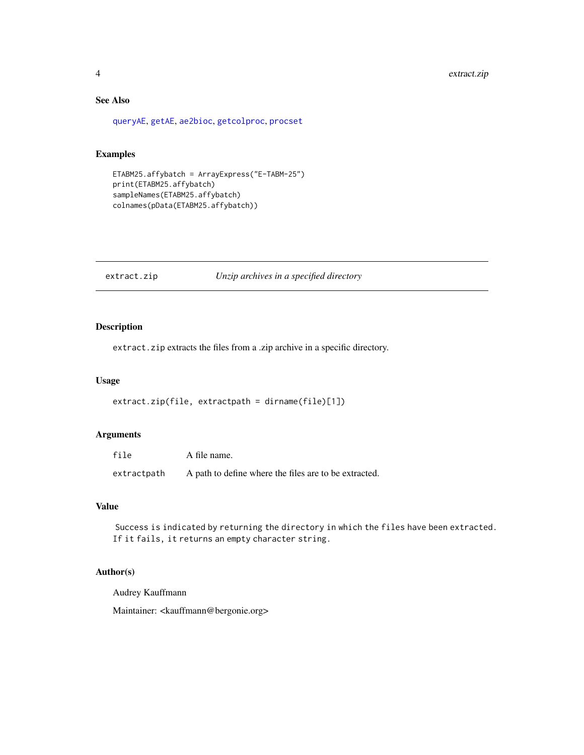### See Also

queryAE, getAE, ae2bioc, getcolproc, procset

### Examples

```
ETABM25.affybatch = ArrayExpress("E-TABM-25")
print(ETABM25.affybatch)
sampleNames(ETABM25.affybatch)
colnames(pData(ETABM25.affybatch))
```

---

## extract.zip — *Unzip archives in a specified directory*

---

### Description

`extract.zip` extracts the files from a .zip archive in a specific directory.

### Usage

```
extract.zip(file, extractpath = dirname(file)[1])
```

### Arguments

| | |
|---|---|
| `file` | A file name. |
| `extractpath` | A path to define where the files are to be extracted. |

### Value

Success is indicated by returning the directory in which the files have been extracted. If it fails, it returns an empty character string.

### Author(s)

Audrey Kauffmann

Maintainer: <kauffmann@bergonie.org>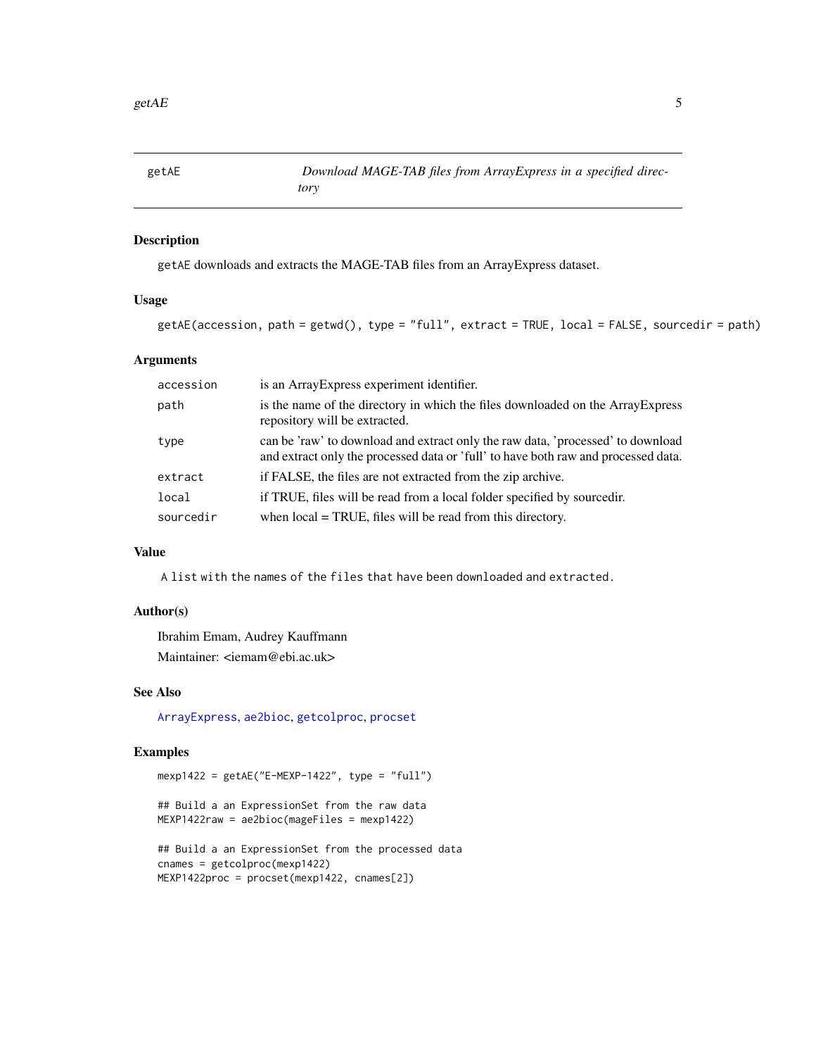## getAE — *Download MAGE-TAB files from ArrayExpress in a specified directory*

### Description

getAE downloads and extracts the MAGE-TAB files from an ArrayExpress dataset.

### Usage

```
getAE(accession, path = getwd(), type = "full", extract = TRUE, local = FALSE, sourcedir = path)
```

### Arguments

| | |
|---|---|
| accession | is an ArrayExpress experiment identifier. |
| path | is the name of the directory in which the files downloaded on the ArrayExpress repository will be extracted. |
| type | can be 'raw' to download and extract only the raw data, 'processed' to download and extract only the processed data or 'full' to have both raw and processed data. |
| extract | if FALSE, the files are not extracted from the zip archive. |
| local | if TRUE, files will be read from a local folder specified by sourcedir. |
| sourcedir | when local = TRUE, files will be read from this directory. |

### Value

A list with the names of the files that have been downloaded and extracted.

### Author(s)

Ibrahim Emam, Audrey Kauffmann

Maintainer: <iemam@ebi.ac.uk>

### See Also

ArrayExpress, ae2bioc, getcolproc, procset

### Examples

```
mexp1422 = getAE("E-MEXP-1422", type = "full")

## Build a an ExpressionSet from the raw data
MEXP1422raw = ae2bioc(mageFiles = mexp1422)

## Build a an ExpressionSet from the processed data
cnames = getcolproc(mexp1422)
MEXP1422proc = procset(mexp1422, cnames[2])
```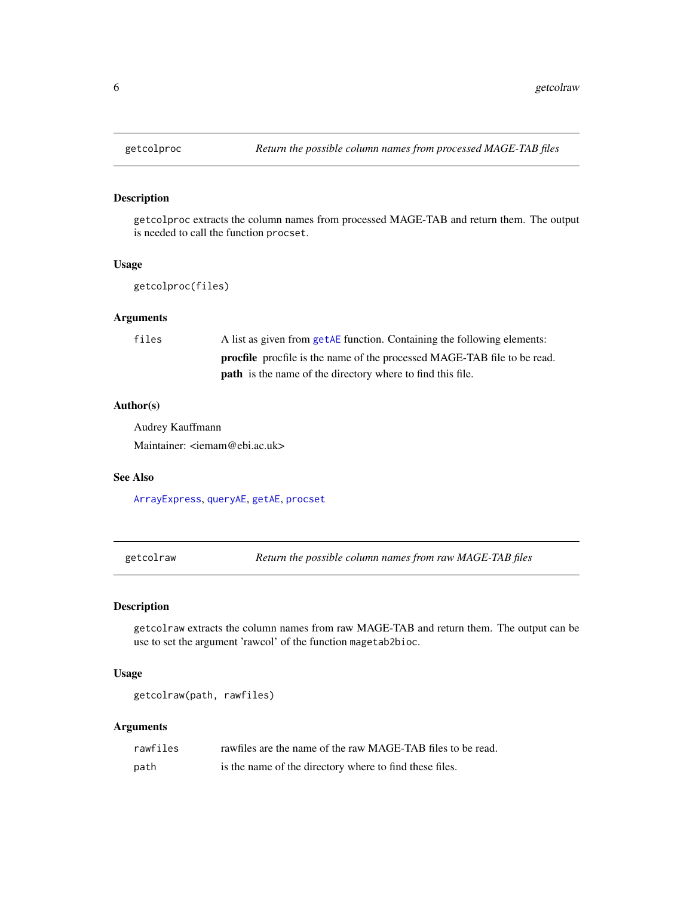## getcolproc — *Return the possible column names from processed MAGE-TAB files*

### Description

`getcolproc` extracts the column names from processed MAGE-TAB and return them. The output is needed to call the function `procset`.

### Usage

```
getcolproc(files)
```

### Arguments

| | |
|---|---|
| `files` | A list as given from `getAE` function. Containing the following elements: **procfile** procfile is the name of the processed MAGE-TAB file to be read. **path** is the name of the directory where to find this file. |

### Author(s)

Audrey Kauffmann

Maintainer: <iemam@ebi.ac.uk>

### See Also

`ArrayExpress`, `queryAE`, `getAE`, `procset`

## getcolraw — *Return the possible column names from raw MAGE-TAB files*

### Description

`getcolraw` extracts the column names from raw MAGE-TAB and return them. The output can be use to set the argument 'rawcol' of the function `magetab2bioc`.

### Usage

```
getcolraw(path, rawfiles)
```

### Arguments

| | |
|---|---|
| `rawfiles` | rawfiles are the name of the raw MAGE-TAB files to be read. |
| `path` | is the name of the directory where to find these files. |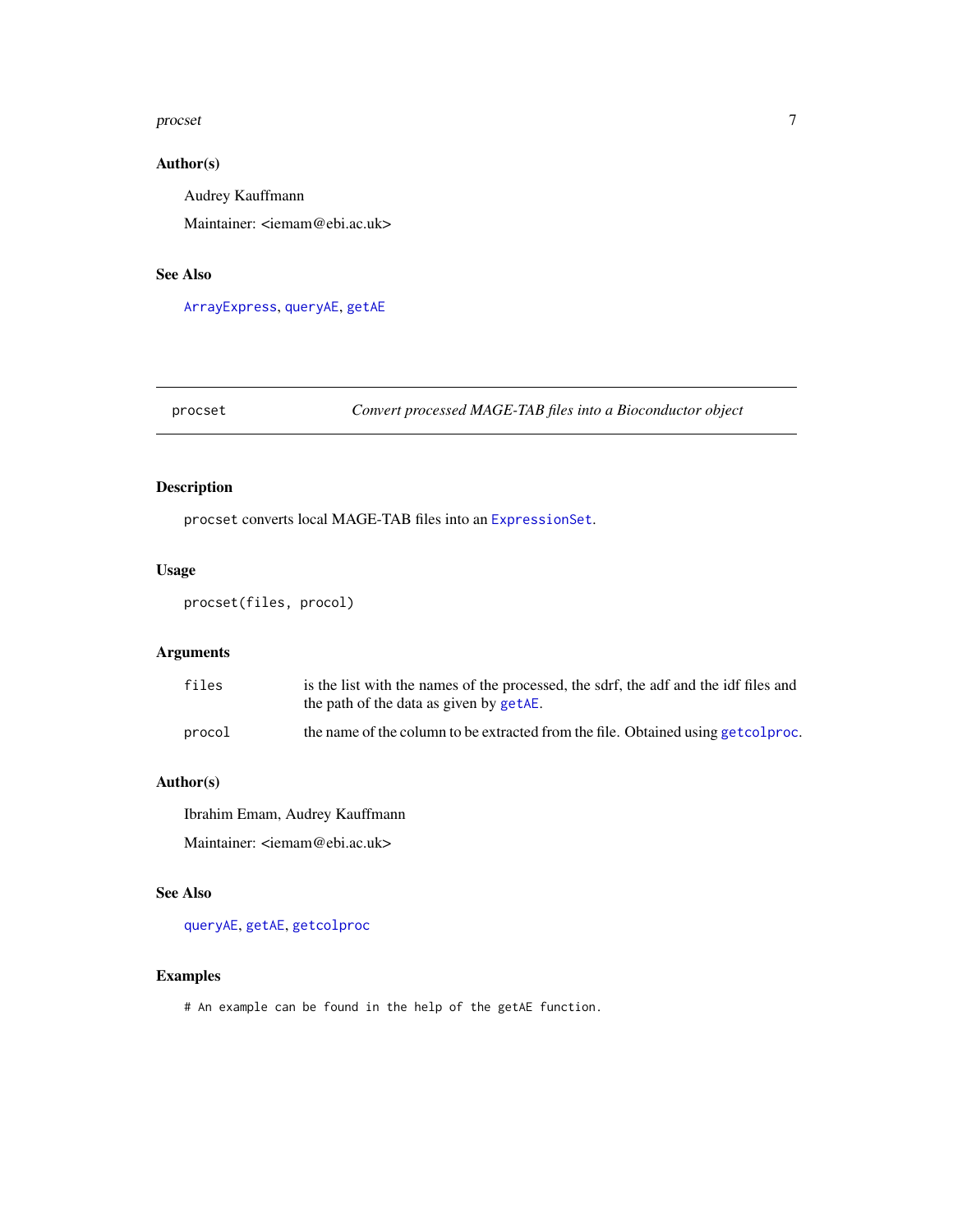## Author(s)

Audrey Kauffmann

Maintainer: <iemam@ebi.ac.uk>

## See Also

ArrayExpress, queryAE, getAE

---

# procset — *Convert processed MAGE-TAB files into a Bioconductor object*

---

## Description

procset converts local MAGE-TAB files into an ExpressionSet.

## Usage

```
procset(files, procol)
```

## Arguments

| | |
|---|---|
| files | is the list with the names of the processed, the sdrf, the adf and the idf files and the path of the data as given by getAE. |
| procol | the name of the column to be extracted from the file. Obtained using getcolproc. |

## Author(s)

Ibrahim Emam, Audrey Kauffmann

Maintainer: <iemam@ebi.ac.uk>

## See Also

queryAE, getAE, getcolproc

## Examples

```
# An example can be found in the help of the getAE function.
```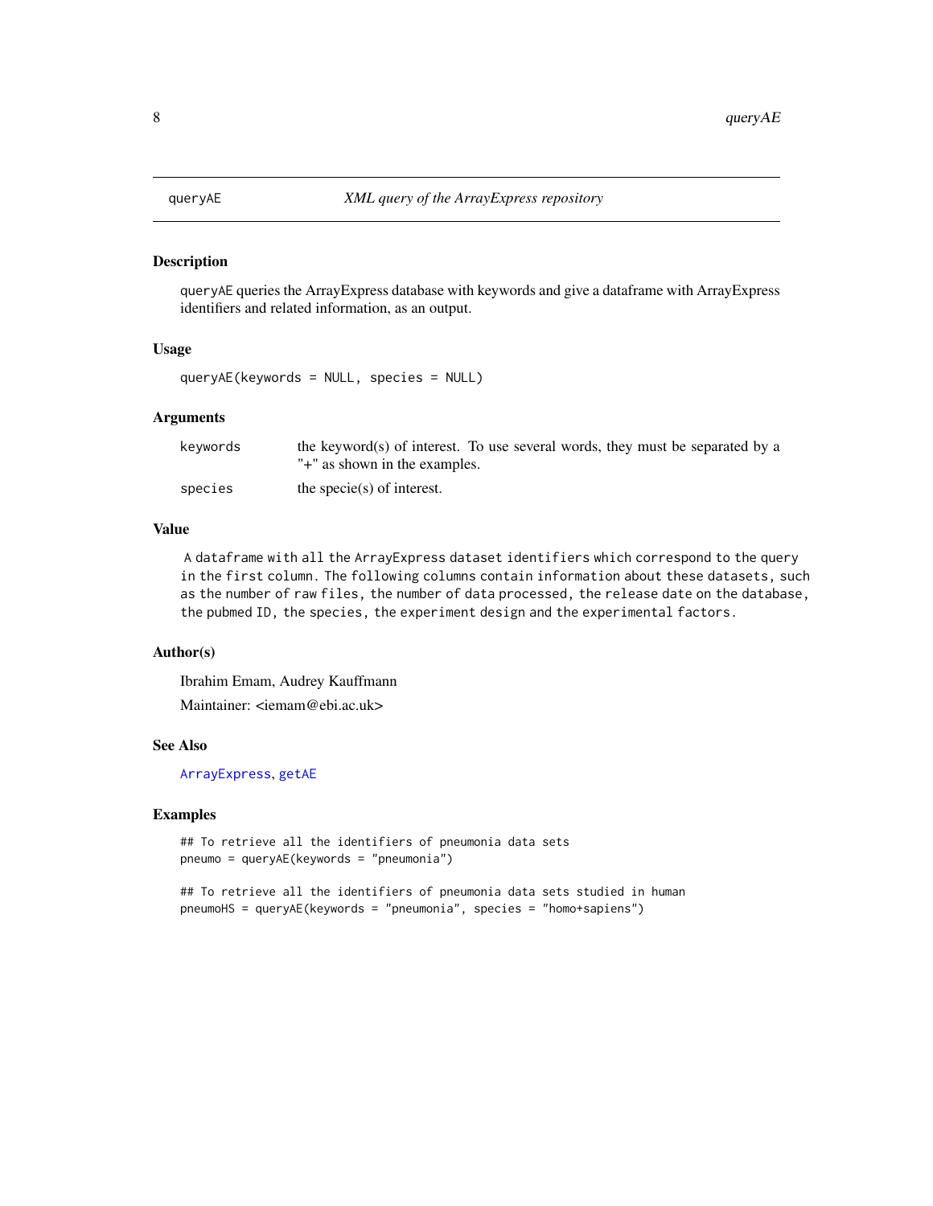## queryAE — *XML query of the ArrayExpress repository*

### Description

queryAE queries the ArrayExpress database with keywords and give a dataframe with ArrayExpress identifiers and related information, as an output.

### Usage

```
queryAE(keywords = NULL, species = NULL)
```

### Arguments

| | |
|---|---|
| keywords | the keyword(s) of interest. To use several words, they must be separated by a "+" as shown in the examples. |
| species | the specie(s) of interest. |

### Value

A dataframe with all the ArrayExpress dataset identifiers which correspond to the query in the first column. The following columns contain information about these datasets, such as the number of raw files, the number of data processed, the release date on the database, the pubmed ID, the species, the experiment design and the experimental factors.

### Author(s)

Ibrahim Emam, Audrey Kauffmann

Maintainer: <iemam@ebi.ac.uk>

### See Also

ArrayExpress, getAE

### Examples

```
## To retrieve all the identifiers of pneumonia data sets
pneumo = queryAE(keywords = "pneumonia")

## To retrieve all the identifiers of pneumonia data sets studied in human
pneumoHS = queryAE(keywords = "pneumonia", species = "homo+sapiens")
```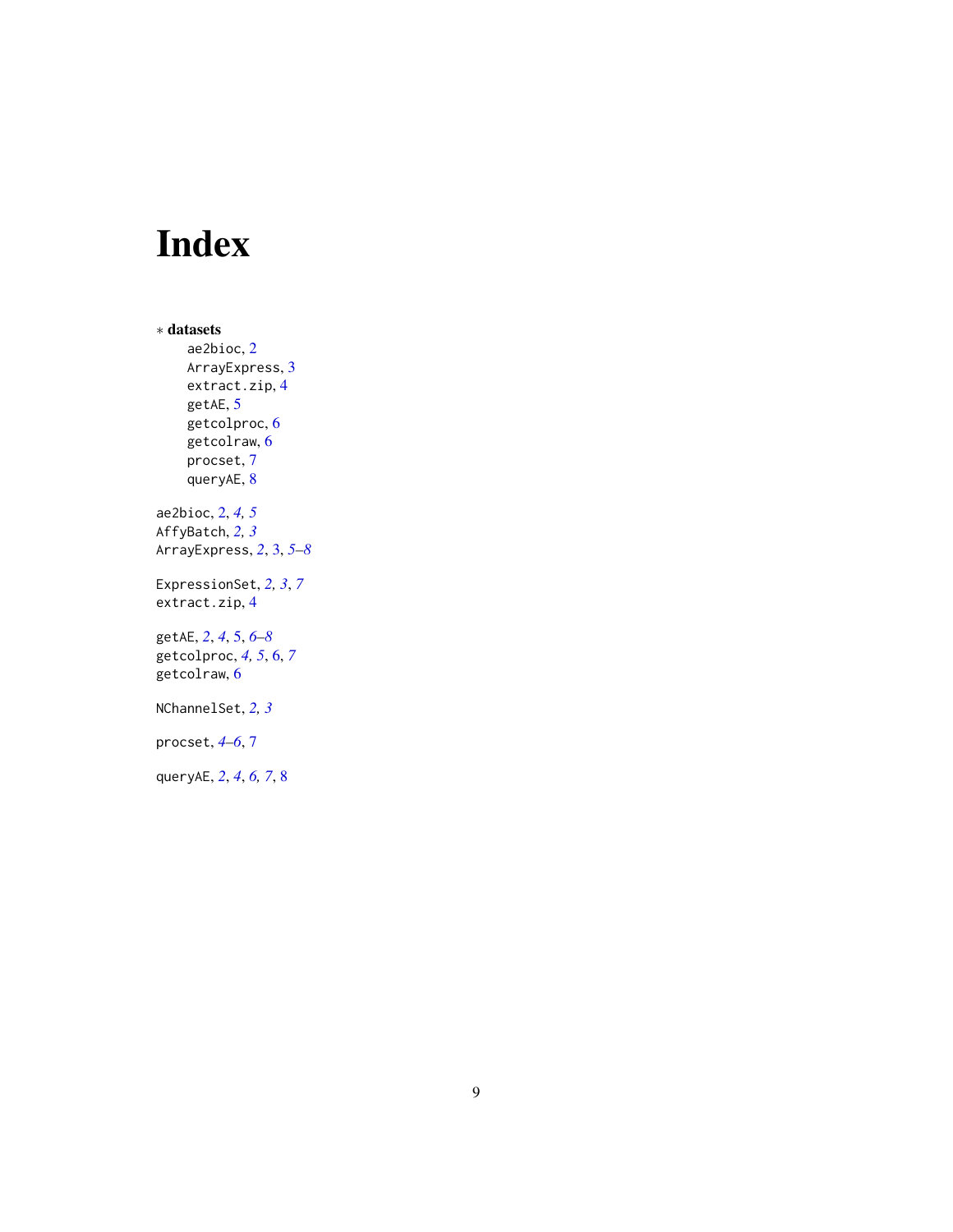# Index

∗ **datasets**

- ae2bioc, 2
- ArrayExpress, 3
- extract.zip, 4
- getAE, 5
- getcolproc, 6
- getcolraw, 6
- procset, 7
- queryAE, 8

ae2bioc, 2, *4, 5*
AffyBatch, *2, 3*
ArrayExpress, *2*, 3, *5–8*

ExpressionSet, *2, 3*, *7*
extract.zip, 4

getAE, *2*, *4*, 5, *6–8*
getcolproc, *4, 5*, 6, *7*
getcolraw, 6

NChannelSet, *2, 3*

procset, *4–6*, 7

queryAE, *2*, *4*, *6, 7*, 8